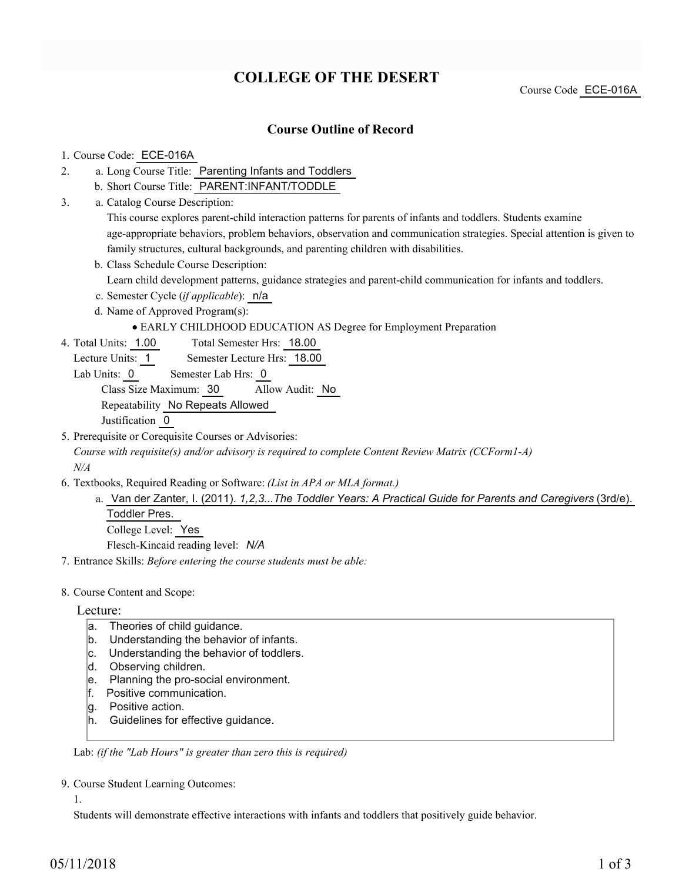# COLLEGE OF THE DESERT

Course Code ECE-016A

## Course Outline of Record

1. Course Code: ECE-016A
2. a. Long Course Title: Parenting Infants and Toddlers
   b. Short Course Title: PARENT:INFANT/TODDLE
3. a. Catalog Course Description:
   This course explores parent-child interaction patterns for parents of infants and toddlers. Students examine age-appropriate behaviors, problem behaviors, observation and communication strategies. Special attention is given to family structures, cultural backgrounds, and parenting children with disabilities.
   b. Class Schedule Course Description:
   Learn child development patterns, guidance strategies and parent-child communication for infants and toddlers.
   c. Semester Cycle (*if applicable*): n/a
   d. Name of Approved Program(s):
   - EARLY CHILDHOOD EDUCATION AS Degree for Employment Preparation
4. Total Units: 1.00 Total Semester Hrs: 18.00
   Lecture Units: 1 Semester Lecture Hrs: 18.00
   Lab Units: 0 Semester Lab Hrs: 0
   Class Size Maximum: 30 Allow Audit: No
   Repeatability No Repeats Allowed
   Justification 0
5. Prerequisite or Corequisite Courses or Advisories:
   *Course with requisite(s) and/or advisory is required to complete Content Review Matrix (CCForm1-A)*
   *N/A*
6. Textbooks, Required Reading or Software: *(List in APA or MLA format.)*
   a. Van der Zanter, I. (2011). *1,2,3...The Toddler Years: A Practical Guide for Parents and Caregivers* (3rd/e). Toddler Pres.
   College Level: Yes
   Flesch-Kincaid reading level: *N/A*
7. Entrance Skills: *Before entering the course students must be able:*
8. Course Content and Scope:

Lecture:

a. Theories of child guidance.
b. Understanding the behavior of infants.
c. Understanding the behavior of toddlers.
d. Observing children.
e. Planning the pro-social environment.
f. Positive communication.
g. Positive action.
h. Guidelines for effective guidance.

Lab: *(if the "Lab Hours" is greater than zero this is required)*

9. Course Student Learning Outcomes:

1.

Students will demonstrate effective interactions with infants and toddlers that positively guide behavior.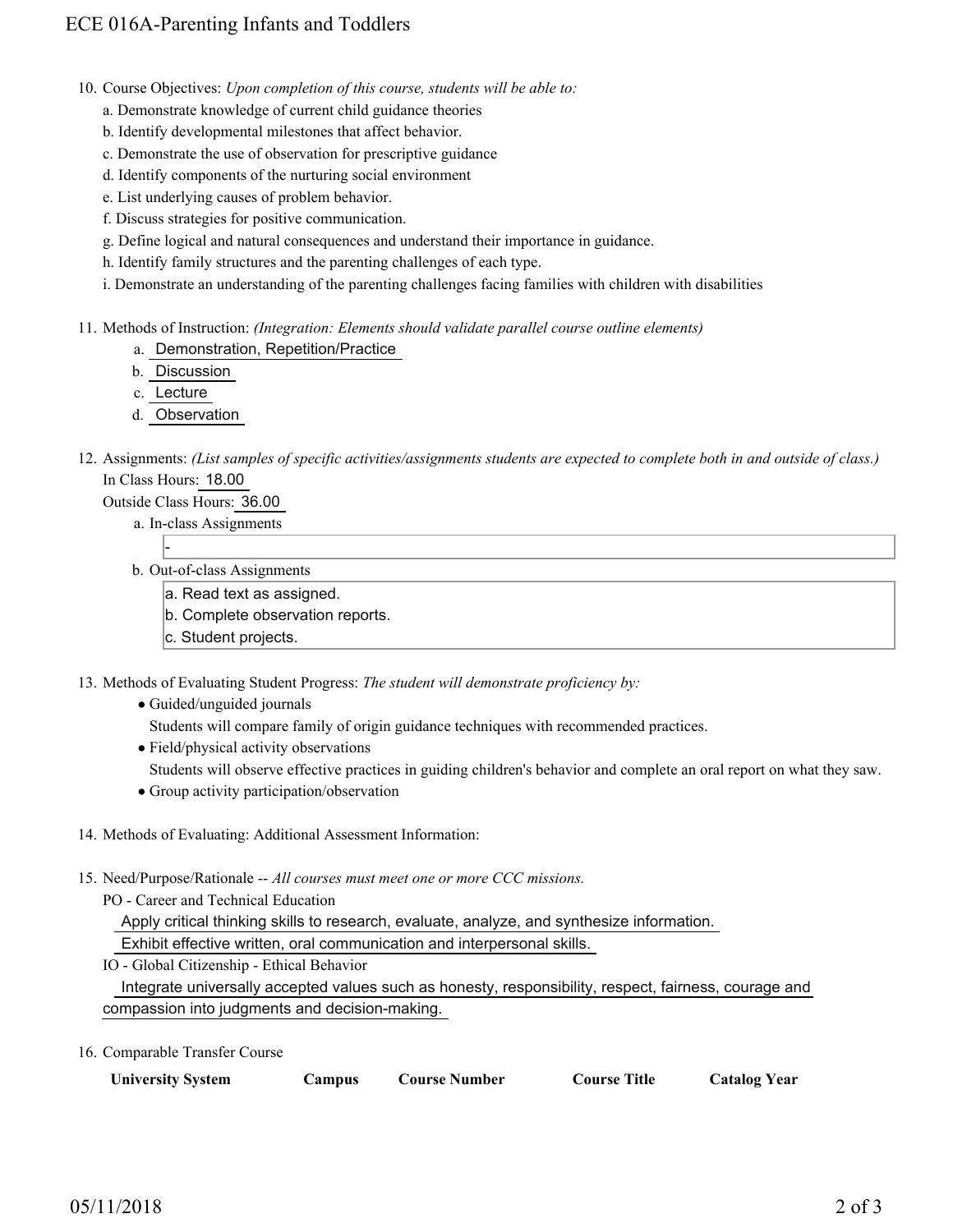10. Course Objectives: *Upon completion of this course, students will be able to:*
    a. Demonstrate knowledge of current child guidance theories
    b. Identify developmental milestones that affect behavior.
    c. Demonstrate the use of observation for prescriptive guidance
    d. Identify components of the nurturing social environment
    e. List underlying causes of problem behavior.
    f. Discuss strategies for positive communication.
    g. Define logical and natural consequences and understand their importance in guidance.
    h. Identify family structures and the parenting challenges of each type.
    i. Demonstrate an understanding of the parenting challenges facing families with children with disabilities

11. Methods of Instruction: *(Integration: Elements should validate parallel course outline elements)*
    a. Demonstration, Repetition/Practice
    b. Discussion
    c. Lecture
    d. Observation

12. Assignments: *(List samples of specific activities/assignments students are expected to complete both in and outside of class.)*
    In Class Hours: 18.00
    Outside Class Hours: 36.00
    a. In-class Assignments
       -
    b. Out-of-class Assignments
       a. Read text as assigned.
       b. Complete observation reports.
       c. Student projects.

13. Methods of Evaluating Student Progress: *The student will demonstrate proficiency by:*
    - Guided/unguided journals
      Students will compare family of origin guidance techniques with recommended practices.
    - Field/physical activity observations
      Students will observe effective practices in guiding children's behavior and complete an oral report on what they saw.
    - Group activity participation/observation

14. Methods of Evaluating: Additional Assessment Information:

15. Need/Purpose/Rationale -- *All courses must meet one or more CCC missions.*
    PO - Career and Technical Education
    Apply critical thinking skills to research, evaluate, analyze, and synthesize information.
    Exhibit effective written, oral communication and interpersonal skills.
    IO - Global Citizenship - Ethical Behavior
    Integrate universally accepted values such as honesty, responsibility, respect, fairness, courage and compassion into judgments and decision-making.

16. Comparable Transfer Course

| University System | Campus | Course Number | Course Title | Catalog Year |
| --- | --- | --- | --- | --- |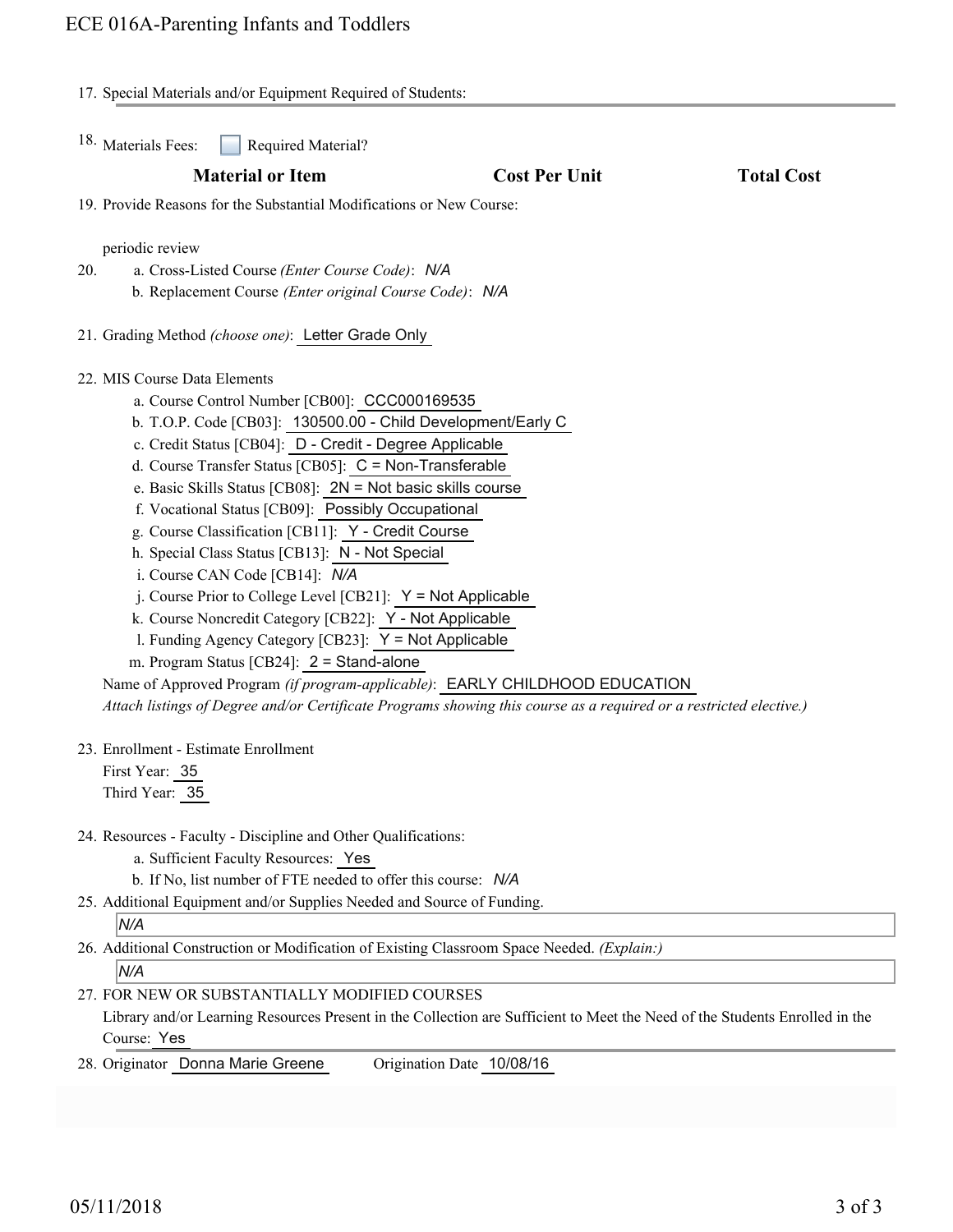17. Special Materials and/or Equipment Required of Students:

18. Materials Fees: ☐ Required Material?

| Material or Item | Cost Per Unit | Total Cost |
|---|---|---|

19. Provide Reasons for the Substantial Modifications or New Course:

periodic review

20. a. Cross-Listed Course *(Enter Course Code)*: *N/A*
    b. Replacement Course *(Enter original Course Code)*: *N/A*

21. Grading Method *(choose one)*: Letter Grade Only

22. MIS Course Data Elements
    a. Course Control Number [CB00]: CCC000169535
    b. T.O.P. Code [CB03]: 130500.00 - Child Development/Early C
    c. Credit Status [CB04]: D - Credit - Degree Applicable
    d. Course Transfer Status [CB05]: C = Non-Transferable
    e. Basic Skills Status [CB08]: 2N = Not basic skills course
    f. Vocational Status [CB09]: Possibly Occupational
    g. Course Classification [CB11]: Y - Credit Course
    h. Special Class Status [CB13]: N - Not Special
    i. Course CAN Code [CB14]: *N/A*
    j. Course Prior to College Level [CB21]: Y = Not Applicable
    k. Course Noncredit Category [CB22]: Y - Not Applicable
    l. Funding Agency Category [CB23]: Y = Not Applicable
    m. Program Status [CB24]: 2 = Stand-alone

    Name of Approved Program *(if program-applicable)*: EARLY CHILDHOOD EDUCATION

    *Attach listings of Degree and/or Certificate Programs showing this course as a required or a restricted elective.)*

23. Enrollment - Estimate Enrollment
    First Year: 35
    Third Year: 35

24. Resources - Faculty - Discipline and Other Qualifications:
    a. Sufficient Faculty Resources: Yes
    b. If No, list number of FTE needed to offer this course: *N/A*

25. Additional Equipment and/or Supplies Needed and Source of Funding.

    *N/A*

26. Additional Construction or Modification of Existing Classroom Space Needed. *(Explain:)*

    *N/A*

27. FOR NEW OR SUBSTANTIALLY MODIFIED COURSES
    Library and/or Learning Resources Present in the Collection are Sufficient to Meet the Need of the Students Enrolled in the Course: Yes

28. Originator Donna Marie Greene Origination Date 10/08/16